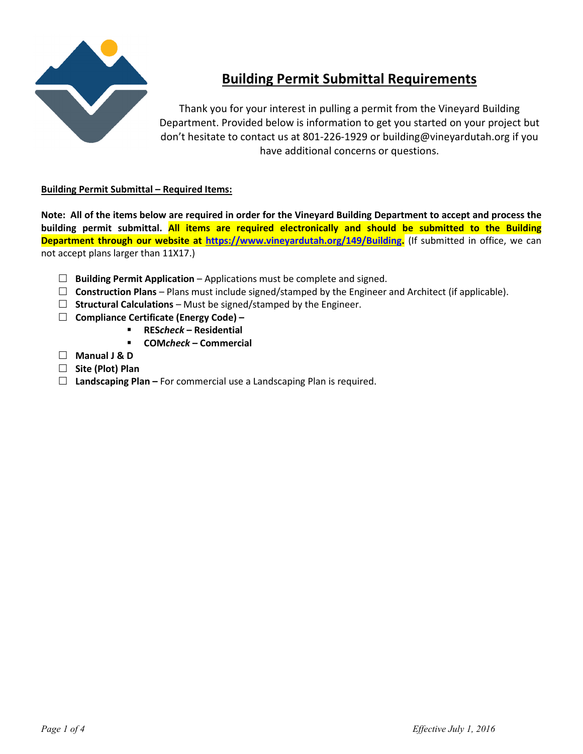# Building Permit Submittal Requirements

Thank you for your interest in pulling a permit from the Vineyard Building Department. Provided below is information to get you started on your project but don't hesitate to contact us at 801-226-1929 or building@vineyardutah.org if you have additional concerns or questions.

**Building Permit Submittal – Required Items:**

**Note: All of the items below are required in order for the Vineyard Building Department to accept and process the building permit submittal. All items are required electronically and should be submitted to the Building Department through our website at [https://www.vineyardutah.org/149/Building](https://www.vineyardutah.org/149/Building).** (If submitted in office, we can not accept plans larger than 11X17.)

- ☐ **Building Permit Application** – Applications must be complete and signed.
- ☐ **Construction Plans** – Plans must include signed/stamped by the Engineer and Architect (if applicable).
- ☐ **Structural Calculations** – Must be signed/stamped by the Engineer.
- ☐ **Compliance Certificate (Energy Code) –**
    - **RES*check* – Residential**
    - **COM*check* – Commercial**
- ☐ **Manual J & D**
- ☐ **Site (Plot) Plan**
- ☐ **Landscaping Plan –** For commercial use a Landscaping Plan is required.

*Effective July 1, 2016*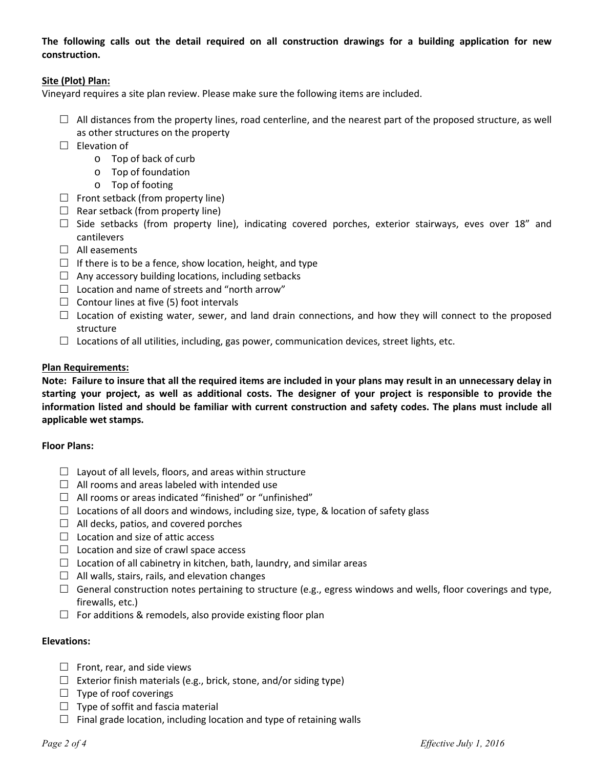**The following calls out the detail required on all construction drawings for a building application for new construction.**

**Site (Plot) Plan:**

Vineyard requires a site plan review. Please make sure the following items are included.

- ☐ All distances from the property lines, road centerline, and the nearest part of the proposed structure, as well as other structures on the property
- ☐ Elevation of
  - Top of back of curb
  - Top of foundation
  - Top of footing
- ☐ Front setback (from property line)
- ☐ Rear setback (from property line)
- ☐ Side setbacks (from property line), indicating covered porches, exterior stairways, eves over 18" and cantilevers
- ☐ All easements
- ☐ If there is to be a fence, show location, height, and type
- ☐ Any accessory building locations, including setbacks
- ☐ Location and name of streets and "north arrow"
- ☐ Contour lines at five (5) foot intervals
- ☐ Location of existing water, sewer, and land drain connections, and how they will connect to the proposed structure
- ☐ Locations of all utilities, including, gas power, communication devices, street lights, etc.

**Plan Requirements:**

**Note: Failure to insure that all the required items are included in your plans may result in an unnecessary delay in starting your project, as well as additional costs. The designer of your project is responsible to provide the information listed and should be familiar with current construction and safety codes. The plans must include all applicable wet stamps.**

**Floor Plans:**

- ☐ Layout of all levels, floors, and areas within structure
- ☐ All rooms and areas labeled with intended use
- ☐ All rooms or areas indicated "finished" or "unfinished"
- ☐ Locations of all doors and windows, including size, type, & location of safety glass
- ☐ All decks, patios, and covered porches
- ☐ Location and size of attic access
- ☐ Location and size of crawl space access
- ☐ Location of all cabinetry in kitchen, bath, laundry, and similar areas
- ☐ All walls, stairs, rails, and elevation changes
- ☐ General construction notes pertaining to structure (e.g., egress windows and wells, floor coverings and type, firewalls, etc.)
- ☐ For additions & remodels, also provide existing floor plan

**Elevations:**

- ☐ Front, rear, and side views
- ☐ Exterior finish materials (e.g., brick, stone, and/or siding type)
- ☐ Type of roof coverings
- ☐ Type of soffit and fascia material
- ☐ Final grade location, including location and type of retaining walls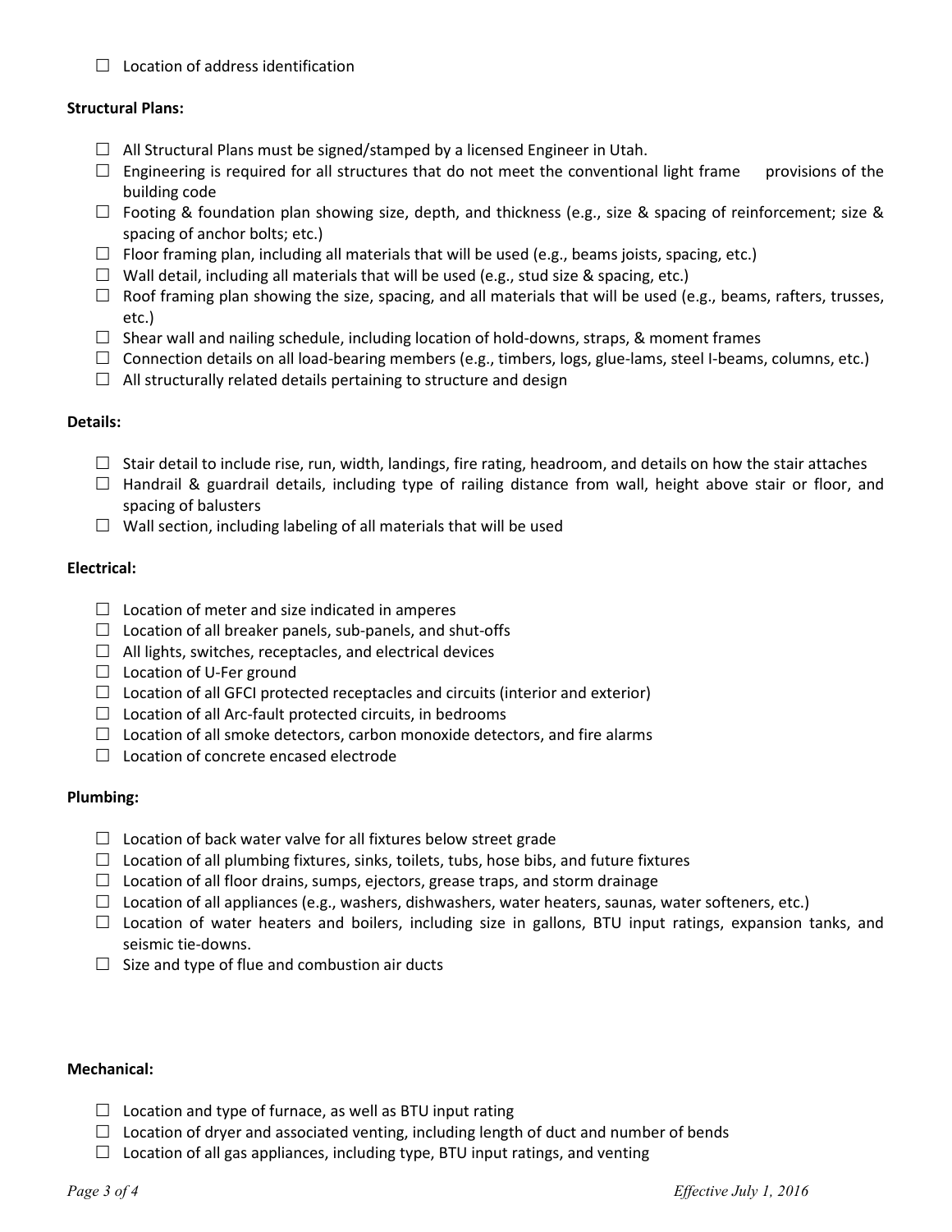☐ Location of address identification

**Structural Plans:**

- ☐ All Structural Plans must be signed/stamped by a licensed Engineer in Utah.
- ☐ Engineering is required for all structures that do not meet the conventional light frame provisions of the building code
- ☐ Footing & foundation plan showing size, depth, and thickness (e.g., size & spacing of reinforcement; size & spacing of anchor bolts; etc.)
- ☐ Floor framing plan, including all materials that will be used (e.g., beams joists, spacing, etc.)
- ☐ Wall detail, including all materials that will be used (e.g., stud size & spacing, etc.)
- ☐ Roof framing plan showing the size, spacing, and all materials that will be used (e.g., beams, rafters, trusses, etc.)
- ☐ Shear wall and nailing schedule, including location of hold-downs, straps, & moment frames
- ☐ Connection details on all load-bearing members (e.g., timbers, logs, glue-lams, steel I-beams, columns, etc.)
- ☐ All structurally related details pertaining to structure and design

**Details:**

- ☐ Stair detail to include rise, run, width, landings, fire rating, headroom, and details on how the stair attaches
- ☐ Handrail & guardrail details, including type of railing distance from wall, height above stair or floor, and spacing of balusters
- ☐ Wall section, including labeling of all materials that will be used

**Electrical:**

- ☐ Location of meter and size indicated in amperes
- ☐ Location of all breaker panels, sub-panels, and shut-offs
- ☐ All lights, switches, receptacles, and electrical devices
- ☐ Location of U-Fer ground
- ☐ Location of all GFCI protected receptacles and circuits (interior and exterior)
- ☐ Location of all Arc-fault protected circuits, in bedrooms
- ☐ Location of all smoke detectors, carbon monoxide detectors, and fire alarms
- ☐ Location of concrete encased electrode

**Plumbing:**

- ☐ Location of back water valve for all fixtures below street grade
- ☐ Location of all plumbing fixtures, sinks, toilets, tubs, hose bibs, and future fixtures
- ☐ Location of all floor drains, sumps, ejectors, grease traps, and storm drainage
- ☐ Location of all appliances (e.g., washers, dishwashers, water heaters, saunas, water softeners, etc.)
- ☐ Location of water heaters and boilers, including size in gallons, BTU input ratings, expansion tanks, and seismic tie-downs.
- ☐ Size and type of flue and combustion air ducts

**Mechanical:**

- ☐ Location and type of furnace, as well as BTU input rating
- ☐ Location of dryer and associated venting, including length of duct and number of bends
- ☐ Location of all gas appliances, including type, BTU input ratings, and venting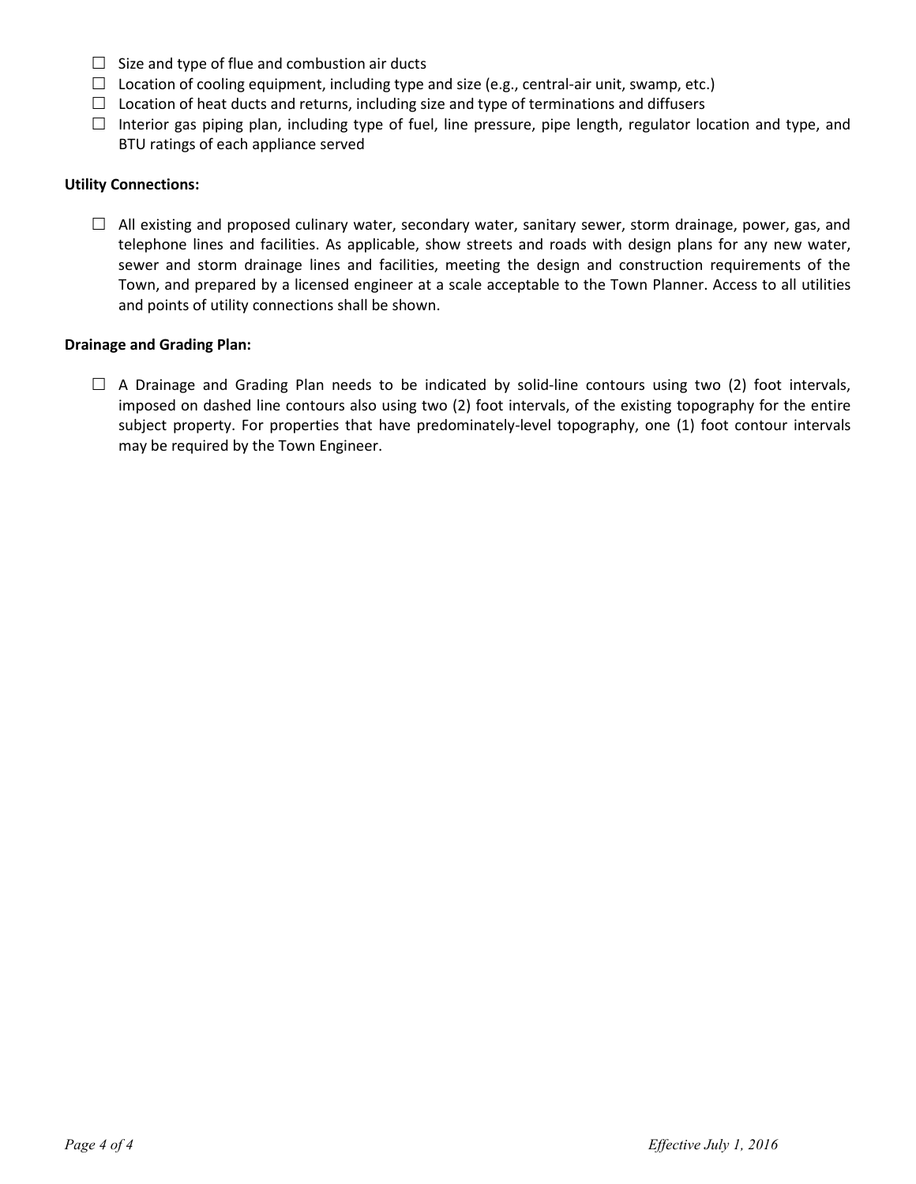- ☐ Size and type of flue and combustion air ducts
- ☐ Location of cooling equipment, including type and size (e.g., central-air unit, swamp, etc.)
- ☐ Location of heat ducts and returns, including size and type of terminations and diffusers
- ☐ Interior gas piping plan, including type of fuel, line pressure, pipe length, regulator location and type, and BTU ratings of each appliance served

**Utility Connections:**

- ☐ All existing and proposed culinary water, secondary water, sanitary sewer, storm drainage, power, gas, and telephone lines and facilities. As applicable, show streets and roads with design plans for any new water, sewer and storm drainage lines and facilities, meeting the design and construction requirements of the Town, and prepared by a licensed engineer at a scale acceptable to the Town Planner. Access to all utilities and points of utility connections shall be shown.

**Drainage and Grading Plan:**

- ☐ A Drainage and Grading Plan needs to be indicated by solid-line contours using two (2) foot intervals, imposed on dashed line contours also using two (2) foot intervals, of the existing topography for the entire subject property. For properties that have predominately-level topography, one (1) foot contour intervals may be required by the Town Engineer.

*Effective July 1, 2016*